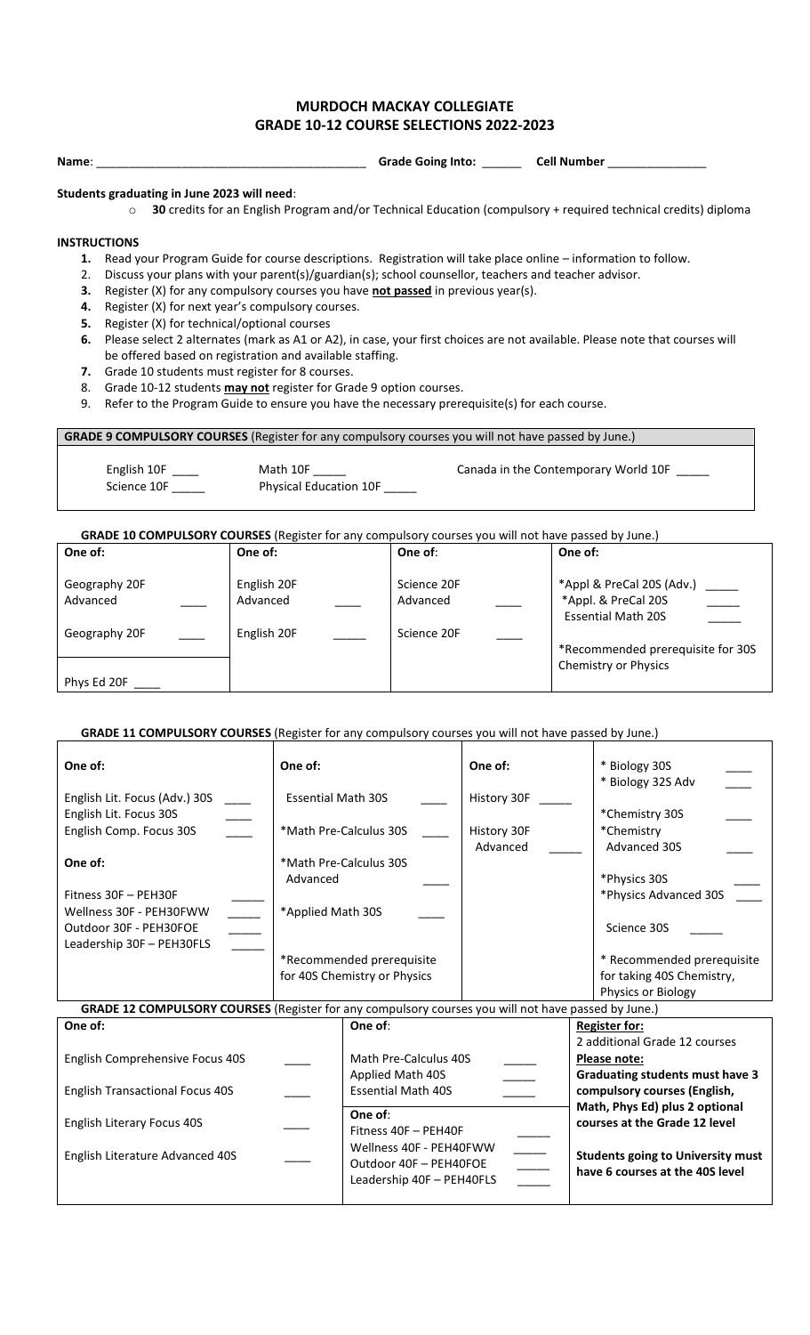# MURDOCH MACKAY COLLEGIATE
## GRADE 10-12 COURSE SELECTIONS 2022-2023

**Name**: ________________________________________ **Grade Going Into:** ______ **Cell Number** ______________

**Students graduating in June 2023 will need**:

- **30** credits for an English Program and/or Technical Education (compulsory + required technical credits) diploma

**INSTRUCTIONS**

1. Read your Program Guide for course descriptions. Registration will take place online – information to follow.
2. Discuss your plans with your parent(s)/guardian(s); school counsellor, teachers and teacher advisor.
3. Register (X) for any compulsory courses you have **not passed** in previous year(s).
4. Register (X) for next year's compulsory courses.
5. Register (X) for technical/optional courses
6. Please select 2 alternates (mark as A1 or A2), in case, your first choices are not available. Please note that courses will be offered based on registration and available staffing.
7. Grade 10 students must register for 8 courses.
8. Grade 10-12 students **may not** register for Grade 9 option courses.
9. Refer to the Program Guide to ensure you have the necessary prerequisite(s) for each course.

**GRADE 9 COMPULSORY COURSES** (Register for any compulsory courses you will not have passed by June.)

| | | |
|---|---|---|
| English 10F ____ | Math 10F _____ | Canada in the Contemporary World 10F _____ |
| Science 10F _____ | Physical Education 10F _____ | |

**GRADE 10 COMPULSORY COURSES** (Register for any compulsory courses you will not have passed by June.)

| One of: | One of: | One of: | One of: |
|---|---|---|---|
| Geography 20F Advanced ____ | English 20F Advanced ____ | Science 20F Advanced ____ | *Appl & PreCal 20S (Adv.) _____ |
| Geography 20F ____ | English 20F _____ | Science 20F ____ | *Appl. & PreCal 20S _____ |
| | | | Essential Math 20S _____ |
| Phys Ed 20F ____ | | | *Recommended prerequisite for 30S Chemistry or Physics |

**GRADE 11 COMPULSORY COURSES** (Register for any compulsory courses you will not have passed by June.)

| One of: | One of: | One of: | |
|---|---|---|---|
| English Lit. Focus (Adv.) 30S ____ | Essential Math 30S ____ | History 30F _____ | * Biology 30S ____ |
| English Lit. Focus 30S ____ | *Math Pre-Calculus 30S ____ | History 30F Advanced _____ | * Biology 32S Adv ____ |
| English Comp. Focus 30S ____ | *Math Pre-Calculus 30S Advanced ____ | | *Chemistry 30S ____ |
| **One of:** | *Applied Math 30S ____ | | *Chemistry Advanced 30S ____ |
| Fitness 30F – PEH30F _____ | *Recommended prerequisite for 40S Chemistry or Physics | | *Physics 30S ____ |
| Wellness 30F - PEH30FWW _____ | | | *Physics Advanced 30S ____ |
| Outdoor 30F - PEH30FOE _____ | | | Science 30S _____ |
| Leadership 30F – PEH30FLS _____ | | | * Recommended prerequisite for taking 40S Chemistry, Physics or Biology |

**GRADE 12 COMPULSORY COURSES** (Register for any compulsory courses you will not have passed by June.)

| One of: | One of: | **Register for:** |
|---|---|---|
| English Comprehensive Focus 40S ____ | Math Pre-Calculus 40S _____ | 2 additional Grade 12 courses |
| English Transactional Focus 40S ____ | Applied Math 40S _____ | **Please note:** |
| English Literary Focus 40S ____ | Essential Math 40S _____ | **Graduating students must have 3 compulsory courses (English, Math, Phys Ed) plus 2 optional courses at the Grade 12 level** |
| English Literature Advanced 40S ____ | **One of**: | |
| | Fitness 40F – PEH40F _____ | **Students going to University must have 6 courses at the 40S level** |
| | Wellness 40F - PEH40FWW _____ | |
| | Outdoor 40F – PEH40FOE _____ | |
| | Leadership 40F – PEH40FLS _____ | |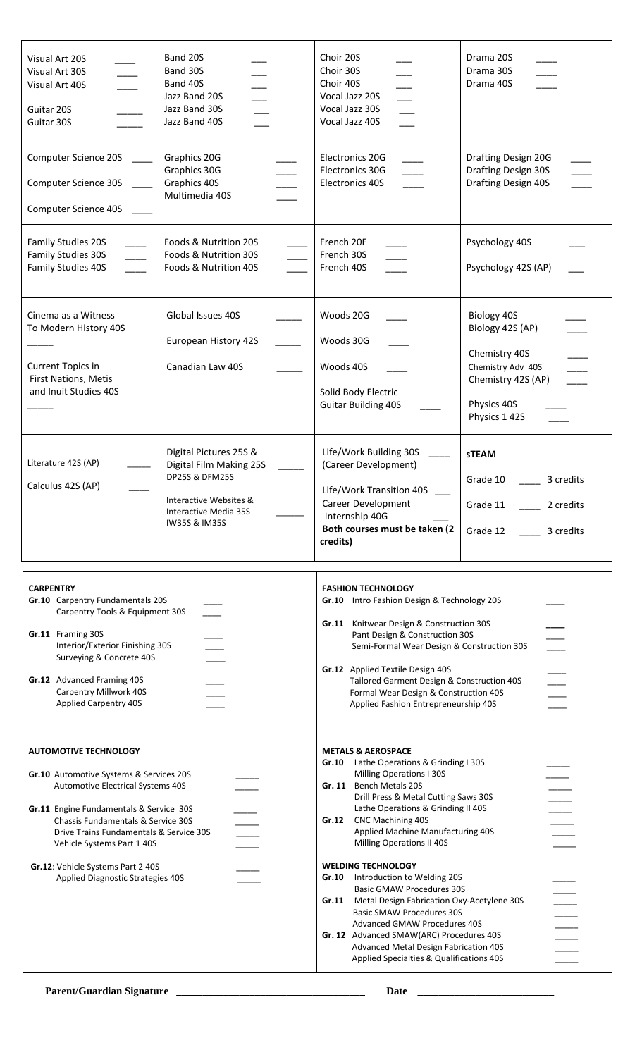| | | | |
|---|---|---|---|
| Visual Art 20S \_\_\_\_<br>Visual Art 30S \_\_\_\_<br>Visual Art 40S \_\_\_\_<br>Guitar 20S \_\_\_\_<br>Guitar 30S \_\_\_\_ | Band 20S \_\_\_<br>Band 30S \_\_\_<br>Band 40S \_\_\_<br>Jazz Band 20S \_\_\_<br>Jazz Band 30S \_\_\_<br>Jazz Band 40S \_\_\_ | Choir 20S \_\_\_<br>Choir 30S \_\_\_<br>Choir 40S \_\_\_<br>Vocal Jazz 20S \_\_\_<br>Vocal Jazz 30S \_\_\_<br>Vocal Jazz 40S \_\_\_ | Drama 20S \_\_\_\_<br>Drama 30S \_\_\_\_<br>Drama 40S \_\_\_\_ |
| Computer Science 20S \_\_\_\_<br>Computer Science 30S \_\_\_\_<br>Computer Science 40S \_\_\_\_ | Graphics 20G \_\_\_\_<br>Graphics 30G \_\_\_\_<br>Graphics 40S \_\_\_\_<br>Multimedia 40S \_\_\_\_ | Electronics 20G \_\_\_\_<br>Electronics 30G \_\_\_\_<br>Electronics 40S \_\_\_\_ | Drafting Design 20G \_\_\_\_<br>Drafting Design 30S \_\_\_\_<br>Drafting Design 40S \_\_\_\_ |
| Family Studies 20S \_\_\_\_<br>Family Studies 30S \_\_\_\_<br>Family Studies 40S \_\_\_\_ | Foods & Nutrition 20S \_\_\_\_<br>Foods & Nutrition 30S \_\_\_\_<br>Foods & Nutrition 40S \_\_\_\_ | French 20F \_\_\_\_<br>French 30S \_\_\_\_<br>French 40S \_\_\_\_ | Psychology 40S \_\_\_<br>Psychology 42S (AP) \_\_\_ |
| Cinema as a Witness To Modern History 40S \_\_\_\_<br>Current Topics in First Nations, Metis and Inuit Studies 40S \_\_\_\_ | Global Issues 40S \_\_\_\_<br>European History 42S \_\_\_\_<br>Canadian Law 40S \_\_\_\_ | Woods 20G \_\_\_\_<br>Woods 30G \_\_\_\_<br>Woods 40S \_\_\_\_<br>Solid Body Electric Guitar Building 40S \_\_\_\_ | Biology 40S \_\_\_\_<br>Biology 42S (AP) \_\_\_\_<br>Chemistry 40S \_\_\_\_<br>Chemistry Adv 40S \_\_\_\_<br>Chemistry 42S (AP) \_\_\_\_<br>Physics 40S \_\_\_\_<br>Physics 1 42S \_\_\_\_ |
| Literature 42S (AP) \_\_\_\_<br>Calculus 42S (AP) \_\_\_\_ | Digital Pictures 25S & Digital Film Making 25S DP25S & DFM25S \_\_\_\_<br>Interactive Websites & Interactive Media 35S IW35S & IM35S \_\_\_\_ | Life/Work Building 30S (Career Development) \_\_\_\_<br>Life/Work Transition 40S \_\_\_<br>Career Development Internship 40G \_\_\_<br>**Both courses must be taken (2 credits)** | **sTEAM**<br>Grade 10 \_\_\_\_ 3 credits<br>Grade 11 \_\_\_\_ 2 credits<br>Grade 12 \_\_\_\_ 3 credits |

| | |
|---|---|
| **CARPENTRY**<br>**Gr.10** Carpentry Fundamentals 20S \_\_\_\_<br>Carpentry Tools & Equipment 30S \_\_\_\_<br>**Gr.11** Framing 30S \_\_\_\_<br>Interior/Exterior Finishing 30S \_\_\_\_<br>Surveying & Concrete 40S \_\_\_\_<br>**Gr.12** Advanced Framing 40S \_\_\_\_<br>Carpentry Millwork 40S \_\_\_\_<br>Applied Carpentry 40S \_\_\_\_ | **FASHION TECHNOLOGY**<br>**Gr.10** Intro Fashion Design & Technology 20S \_\_\_\_<br>**Gr.11** Knitwear Design & Construction 30S \_\_\_\_<br>Pant Design & Construction 30S \_\_\_\_<br>Semi-Formal Wear Design & Construction 30S \_\_\_\_<br>**Gr.12** Applied Textile Design 40S \_\_\_\_<br>Tailored Garment Design & Construction 40S \_\_\_\_<br>Formal Wear Design & Construction 40S \_\_\_\_<br>Applied Fashion Entrepreneurship 40S \_\_\_\_ |
| **AUTOMOTIVE TECHNOLOGY**<br>**Gr.10** Automotive Systems & Services 20S \_\_\_\_<br>Automotive Electrical Systems 40S \_\_\_\_<br>**Gr.11** Engine Fundamentals & Service 30S \_\_\_\_<br>Chassis Fundamentals & Service 30S \_\_\_\_<br>Drive Trains Fundamentals & Service 30S \_\_\_\_<br>Vehicle Systems Part 1 40S \_\_\_\_<br>**Gr.12**: Vehicle Systems Part 2 40S \_\_\_\_<br>Applied Diagnostic Strategies 40S \_\_\_\_ | **METALS & AEROSPACE**<br>**Gr.10** Lathe Operations & Grinding I 30S \_\_\_\_<br>Milling Operations I 30S \_\_\_\_<br>**Gr. 11** Bench Metals 20S \_\_\_\_<br>Drill Press & Metal Cutting Saws 30S \_\_\_\_<br>Lathe Operations & Grinding II 40S \_\_\_\_<br>**Gr.12** CNC Machining 40S \_\_\_\_<br>Applied Machine Manufacturing 40S \_\_\_\_<br>Milling Operations II 40S \_\_\_\_<br><br>**WELDING TECHNOLOGY**<br>**Gr.10** Introduction to Welding 20S \_\_\_\_<br>Basic GMAW Procedures 30S \_\_\_\_<br>**Gr.11** Metal Design Fabrication Oxy-Acetylene 30S \_\_\_\_<br>Basic SMAW Procedures 30S \_\_\_\_<br>Advanced GMAW Procedures 40S \_\_\_\_<br>**Gr. 12** Advanced SMAW(ARC) Procedures 40S \_\_\_\_<br>Advanced Metal Design Fabrication 40S \_\_\_\_<br>Applied Specialties & Qualifications 40S \_\_\_\_ |

**Parent/Guardian Signature** \_\_\_\_\_\_\_\_\_\_\_\_\_\_\_\_\_\_\_\_\_\_\_\_\_\_\_\_\_\_\_\_\_\_\_\_ **Date** \_\_\_\_\_\_\_\_\_\_\_\_\_\_\_\_\_\_\_\_\_\_\_\_\_\_